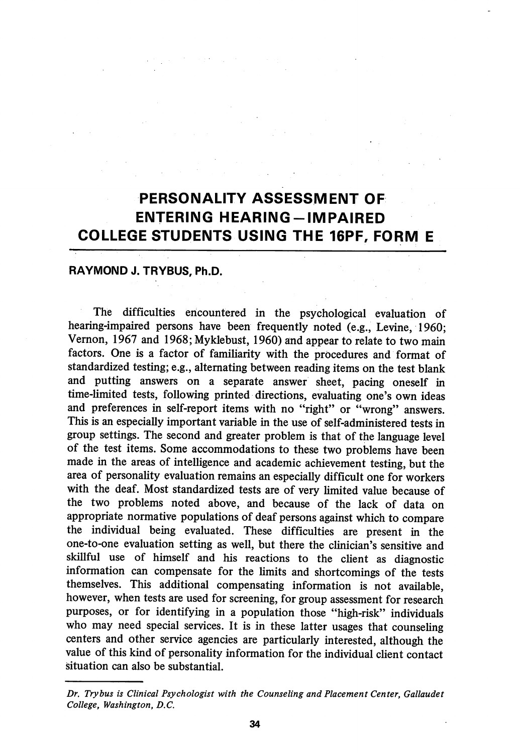# PERSONALITY ASSESSMENT OF ENTERING HEARING–IMPAIRED COLLEGE STUDENTS USING THE 16PF, FORM E

**RAYMOND J. TRYBUS, Ph.D.**

The difficulties encountered in the psychological evaluation of hearing-impaired persons have been frequently noted (e.g., Levine, 1960; Vernon, 1967 and 1968; Myklebust, 1960) and appear to relate to two main factors. One is a factor of familiarity with the procedures and format of standardized testing; e.g., alternating between reading items on the test blank and putting answers on a separate answer sheet, pacing oneself in time-limited tests, following printed directions, evaluating one's own ideas and preferences in self-report items with no "right" or "wrong" answers. This is an especially important variable in the use of self-administered tests in group settings. The second and greater problem is that of the language level of the test items. Some accommodations to these two problems have been made in the areas of intelligence and academic achievement testing, but the area of personality evaluation remains an especially difficult one for workers with the deaf. Most standardized tests are of very limited value because of the two problems noted above, and because of the lack of data on appropriate normative populations of deaf persons against which to compare the individual being evaluated. These difficulties are present in the one-to-one evaluation setting as well, but there the clinician's sensitive and skillful use of himself and his reactions to the client as diagnostic information can compensate for the limits and shortcomings of the tests themselves. This additional compensating information is not available, however, when tests are used for screening, for group assessment for research purposes, or for identifying in a population those "high-risk" individuals who may need special services. It is in these latter usages that counseling centers and other service agencies are particularly interested, although the value of this kind of personality information for the individual client contact situation can also be substantial.

---

*Dr. Trybus is Clinical Psychologist with the Counseling and Placement Center, Gallaudet College, Washington, D.C.*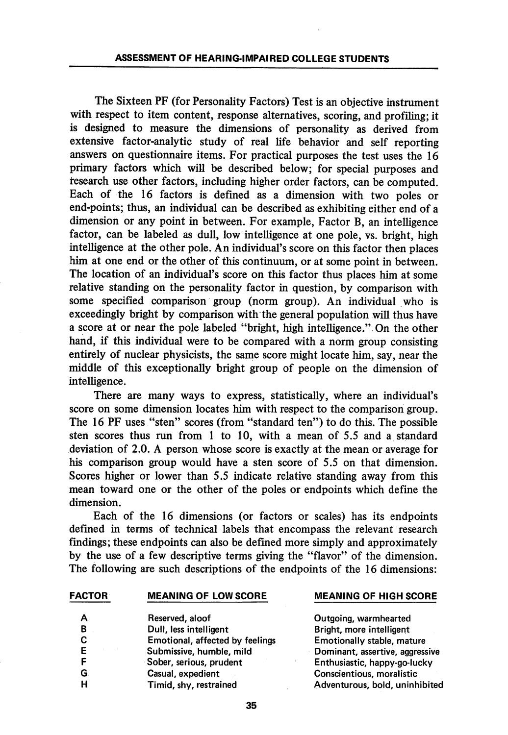The Sixteen PF (for Personality Factors) Test is an objective instrument with respect to item content, response alternatives, scoring, and profiling; it is designed to measure the dimensions of personality as derived from extensive factor-analytic study of real life behavior and self reporting answers on questionnaire items. For practical purposes the test uses the 16 primary factors which will be described below; for special purposes and research use other factors, including higher order factors, can be computed. Each of the 16 factors is defined as a dimension with two poles or end-points; thus, an individual can be described as exhibiting either end of a dimension or any point in between. For example, Factor B, an intelligence factor, can be labeled as dull, low intelligence at one pole, vs. bright, high intelligence at the other pole. An individual's score on this factor then places him at one end or the other of this continuum, or at some point in between. The location of an individual's score on this factor thus places him at some relative standing on the personality factor in question, by comparison with some specified comparison group (norm group). An individual who is exceedingly bright by comparison with the general population will thus have a score at or near the pole labeled "bright, high intelligence." On the other hand, if this individual were to be compared with a norm group consisting entirely of nuclear physicists, the same score might locate him, say, near the middle of this exceptionally bright group of people on the dimension of intelligence.

There are many ways to express, statistically, where an individual's score on some dimension locates him with respect to the comparison group. The 16 PF uses "sten" scores (from "standard ten") to do this. The possible sten scores thus run from 1 to 10, with a mean of 5.5 and a standard deviation of 2.0. A person whose score is exactly at the mean or average for his comparison group would have a sten score of 5.5 on that dimension. Scores higher or lower than 5.5 indicate relative standing away from this mean toward one or the other of the poles or endpoints which define the dimension.

Each of the 16 dimensions (or factors or scales) has its endpoints defined in terms of technical labels that encompass the relevant research findings; these endpoints can also be defined more simply and approximately by the use of a few descriptive terms giving the "flavor" of the dimension. The following are such descriptions of the endpoints of the 16 dimensions:

| FACTOR | MEANING OF LOW SCORE | MEANING OF HIGH SCORE |
|---|---|---|
| A | Reserved, aloof | Outgoing, warmhearted |
| B | Dull, less intelligent | Bright, more intelligent |
| C | Emotional, affected by feelings | Emotionally stable, mature |
| E | Submissive, humble, mild | Dominant, assertive, aggressive |
| F | Sober, serious, prudent | Enthusiastic, happy-go-lucky |
| G | Casual, expedient | Conscientious, moralistic |
| H | Timid, shy, restrained | Adventurous, bold, uninhibited |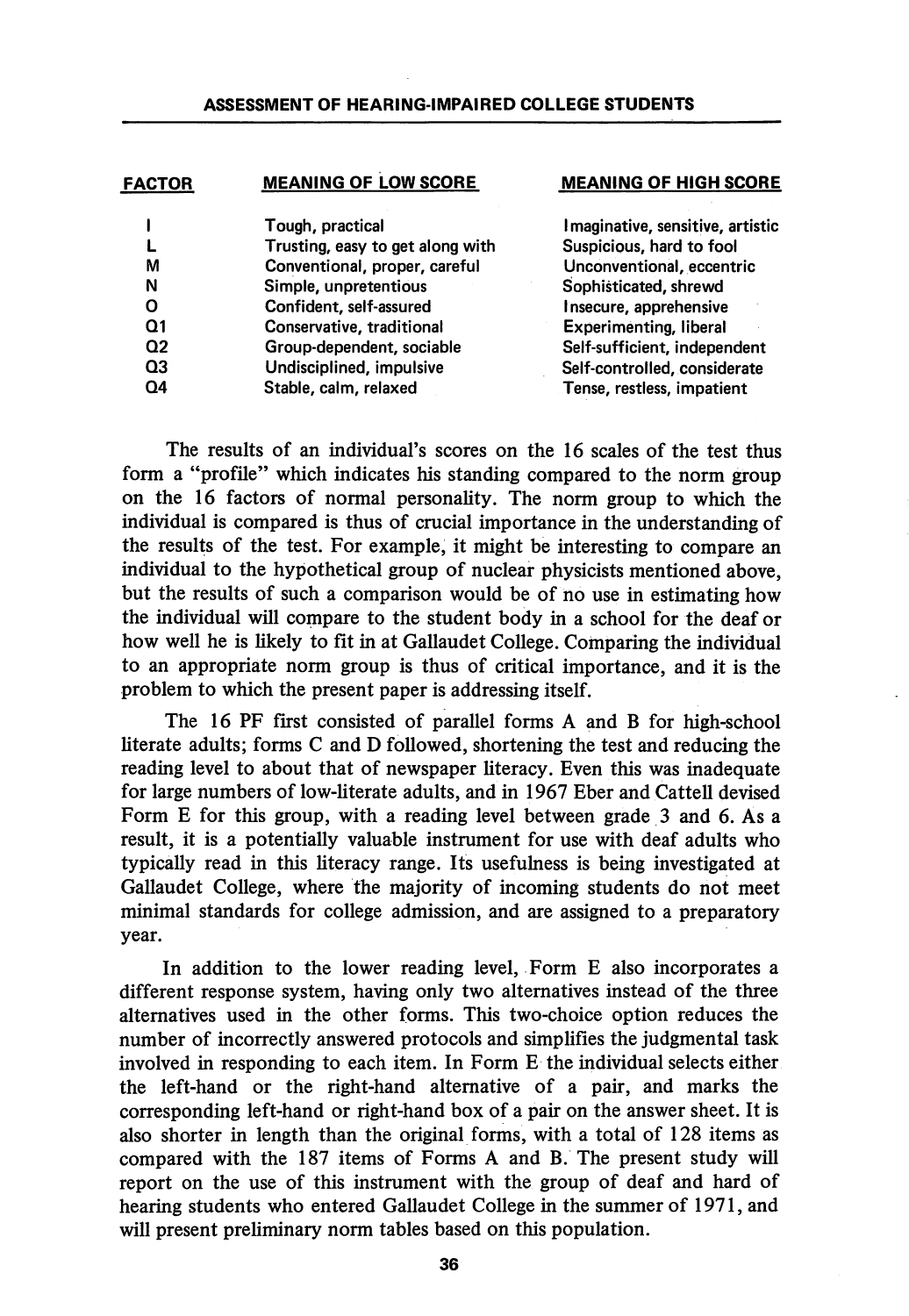| FACTOR | MEANING OF LOW SCORE | MEANING OF HIGH SCORE |
|---|---|---|
| I | Tough, practical | Imaginative, sensitive, artistic |
| L | Trusting, easy to get along with | Suspicious, hard to fool |
| M | Conventional, proper, careful | Unconventional, eccentric |
| N | Simple, unpretentious | Sophisticated, shrewd |
| O | Confident, self-assured | Insecure, apprehensive |
| Q1 | Conservative, traditional | Experimenting, liberal |
| Q2 | Group-dependent, sociable | Self-sufficient, independent |
| Q3 | Undisciplined, impulsive | Self-controlled, considerate |
| Q4 | Stable, calm, relaxed | Tense, restless, impatient |

The results of an individual's scores on the 16 scales of the test thus form a "profile" which indicates his standing compared to the norm group on the 16 factors of normal personality. The norm group to which the individual is compared is thus of crucial importance in the understanding of the results of the test. For example, it might be interesting to compare an individual to the hypothetical group of nuclear physicists mentioned above, but the results of such a comparison would be of no use in estimating how the individual will compare to the student body in a school for the deaf or how well he is likely to fit in at Gallaudet College. Comparing the individual to an appropriate norm group is thus of critical importance, and it is the problem to which the present paper is addressing itself.

The 16 PF first consisted of parallel forms A and B for high-school literate adults; forms C and D followed, shortening the test and reducing the reading level to about that of newspaper literacy. Even this was inadequate for large numbers of low-literate adults, and in 1967 Eber and Cattell devised Form E for this group, with a reading level between grade 3 and 6. As a result, it is a potentially valuable instrument for use with deaf adults who typically read in this literacy range. Its usefulness is being investigated at Gallaudet College, where the majority of incoming students do not meet minimal standards for college admission, and are assigned to a preparatory year.

In addition to the lower reading level, Form E also incorporates a different response system, having only two alternatives instead of the three alternatives used in the other forms. This two-choice option reduces the number of incorrectly answered protocols and simplifies the judgmental task involved in responding to each item. In Form E the individual selects either the left-hand or the right-hand alternative of a pair, and marks the corresponding left-hand or right-hand box of a pair on the answer sheet. It is also shorter in length than the original forms, with a total of 128 items as compared with the 187 items of Forms A and B. The present study will report on the use of this instrument with the group of deaf and hard of hearing students who entered Gallaudet College in the summer of 1971, and will present preliminary norm tables based on this population.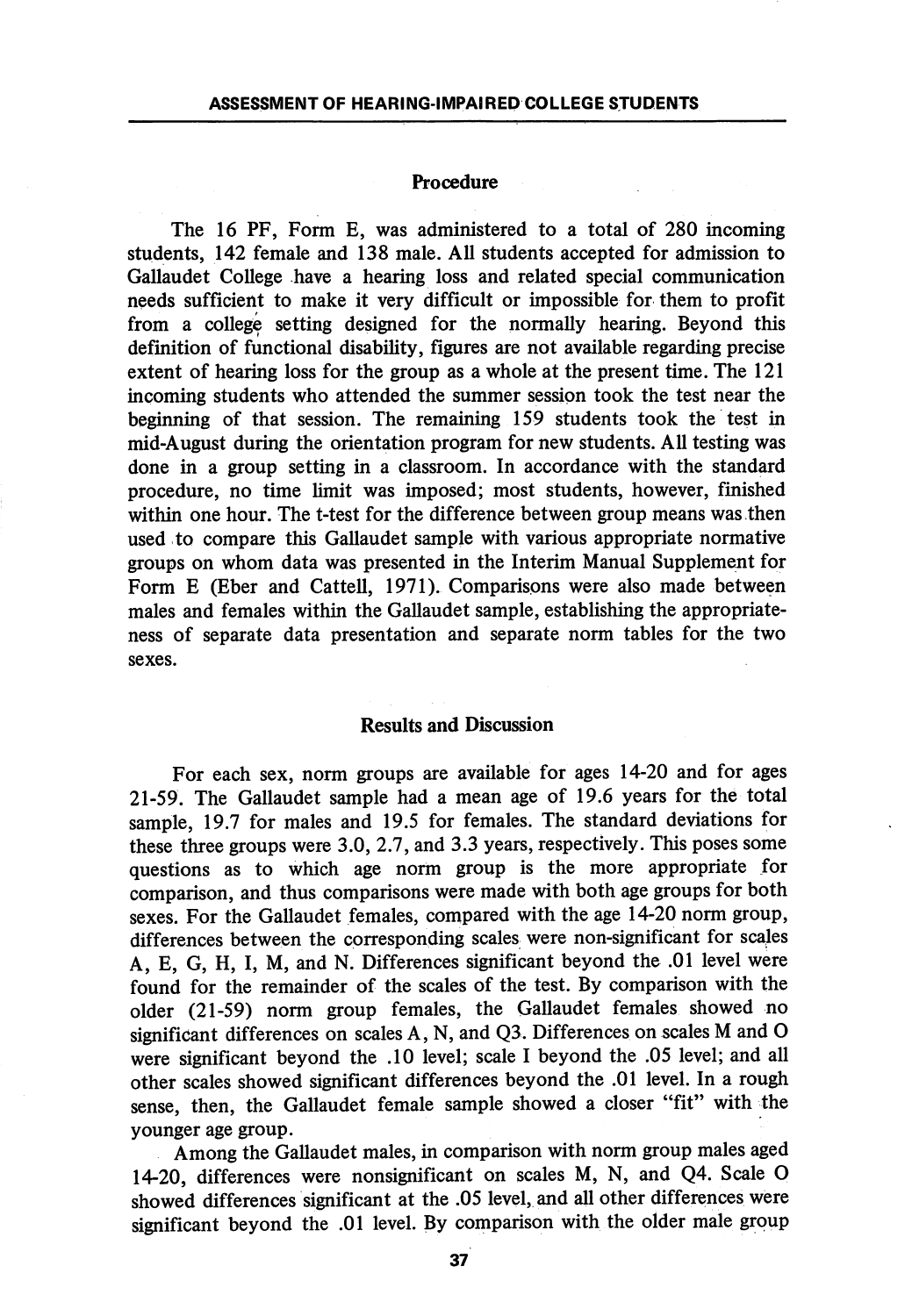## Procedure

The 16 PF, Form E, was administered to a total of 280 incoming students, 142 female and 138 male. All students accepted for admission to Gallaudet College have a hearing loss and related special communication needs sufficient to make it very difficult or impossible for them to profit from a college setting designed for the normally hearing. Beyond this definition of functional disability, figures are not available regarding precise extent of hearing loss for the group as a whole at the present time. The 121 incoming students who attended the summer session took the test near the beginning of that session. The remaining 159 students took the test in mid-August during the orientation program for new students. All testing was done in a group setting in a classroom. In accordance with the standard procedure, no time limit was imposed; most students, however, finished within one hour. The t-test for the difference between group means was then used to compare this Gallaudet sample with various appropriate normative groups on whom data was presented in the Interim Manual Supplement for Form E (Eber and Cattell, 1971). Comparisons were also made between males and females within the Gallaudet sample, establishing the appropriateness of separate data presentation and separate norm tables for the two sexes.

## Results and Discussion

For each sex, norm groups are available for ages 14-20 and for ages 21-59. The Gallaudet sample had a mean age of 19.6 years for the total sample, 19.7 for males and 19.5 for females. The standard deviations for these three groups were 3.0, 2.7, and 3.3 years, respectively. This poses some questions as to which age norm group is the more appropriate for comparison, and thus comparisons were made with both age groups for both sexes. For the Gallaudet females, compared with the age 14-20 norm group, differences between the corresponding scales were non-significant for scales A, E, G, H, I, M, and N. Differences significant beyond the .01 level were found for the remainder of the scales of the test. By comparison with the older (21-59) norm group females, the Gallaudet females showed no significant differences on scales A, N, and Q3. Differences on scales M and O were significant beyond the .10 level; scale I beyond the .05 level; and all other scales showed significant differences beyond the .01 level. In a rough sense, then, the Gallaudet female sample showed a closer "fit" with the younger age group.

Among the Gallaudet males, in comparison with norm group males aged 14-20, differences were nonsignificant on scales M, N, and Q4. Scale O showed differences significant at the .05 level, and all other differences were significant beyond the .01 level. By comparison with the older male group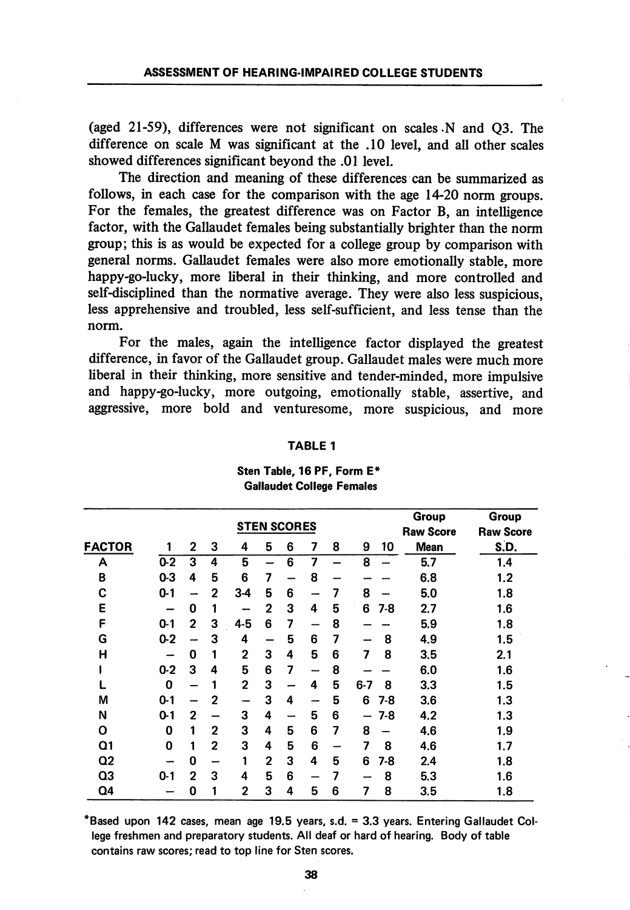(aged 21-59), differences were not significant on scales N and Q3. The difference on scale M was significant at the .10 level, and all other scales showed differences significant beyond the .01 level.

The direction and meaning of these differences can be summarized as follows, in each case for the comparison with the age 14-20 norm groups. For the females, the greatest difference was on Factor B, an intelligence factor, with the Gallaudet females being substantially brighter than the norm group; this is as would be expected for a college group by comparison with general norms. Gallaudet females were also more emotionally stable, more happy-go-lucky, more liberal in their thinking, and more controlled and self-disciplined than the normative average. They were also less suspicious, less apprehensive and troubled, less self-sufficient, and less tense than the norm.

For the males, again the intelligence factor displayed the greatest difference, in favor of the Gallaudet group. Gallaudet males were much more liberal in their thinking, more sensitive and tender-minded, more impulsive and happy-go-lucky, more outgoing, emotionally stable, assertive, and aggressive, more bold and venturesome, more suspicious, and more

**TABLE 1**

**Sten Table, 16 PF, Form E\***
**Gallaudet College Females**

| | STEN SCORES | | | | | | | | | | Group Raw Score | Group Raw Score |
|---|---|---|---|---|---|---|---|---|---|---|---|---|
| FACTOR | 1 | 2 | 3 | 4 | 5 | 6 | 7 | 8 | 9 | 10 | Mean | S.D. |
| A | 0-2 | 3 | 4 | 5 | – | 6 | 7 | – | 8 | – | 5.7 | 1.4 |
| B | 0-3 | 4 | 5 | 6 | 7 | – | 8 | – | – | – | 6.8 | 1.2 |
| C | 0-1 | – | 2 | 3-4 | 5 | 6 | – | 7 | 8 | – | 5.0 | 1.8 |
| E | – | 0 | 1 | – | 2 | 3 | 4 | 5 | 6 | 7-8 | 2.7 | 1.6 |
| F | 0-1 | 2 | 3 | 4-5 | 6 | 7 | – | 8 | – | – | 5.9 | 1.8 |
| G | 0-2 | – | 3 | 4 | – | 5 | 6 | 7 | – | 8 | 4.9 | 1.5 |
| H | – | 0 | 1 | 2 | 3 | 4 | 5 | 6 | 7 | 8 | 3.5 | 2.1 |
| I | 0-2 | 3 | 4 | 5 | 6 | 7 | – | 8 | – | – | 6.0 | 1.6 |
| L | 0 | – | 1 | 2 | 3 | – | 4 | 5 | 6-7 | 8 | 3.3 | 1.5 |
| M | 0-1 | – | 2 | – | 3 | 4 | – | 5 | 6 | 7-8 | 3.6 | 1.3 |
| N | 0-1 | 2 | – | 3 | 4 | – | 5 | 6 | – | 7-8 | 4.2 | 1.3 |
| O | 0 | 1 | 2 | 3 | 4 | 5 | 6 | 7 | 8 | – | 4.6 | 1.9 |
| Q1 | 0 | 1 | 2 | 3 | 4 | 5 | 6 | – | 7 | 8 | 4.6 | 1.7 |
| Q2 | – | 0 | – | 1 | 2 | 3 | 4 | 5 | 6 | 7-8 | 2.4 | 1.8 |
| Q3 | 0-1 | 2 | 3 | 4 | 5 | 6 | – | 7 | – | 8 | 5.3 | 1.6 |
| Q4 | – | 0 | 1 | 2 | 3 | 4 | 5 | 6 | 7 | 8 | 3.5 | 1.8 |

\*Based upon 142 cases, mean age 19.5 years, s.d. = 3.3 years. Entering Gallaudet College freshmen and preparatory students. All deaf or hard of hearing. Body of table contains raw scores; read to top line for Sten scores.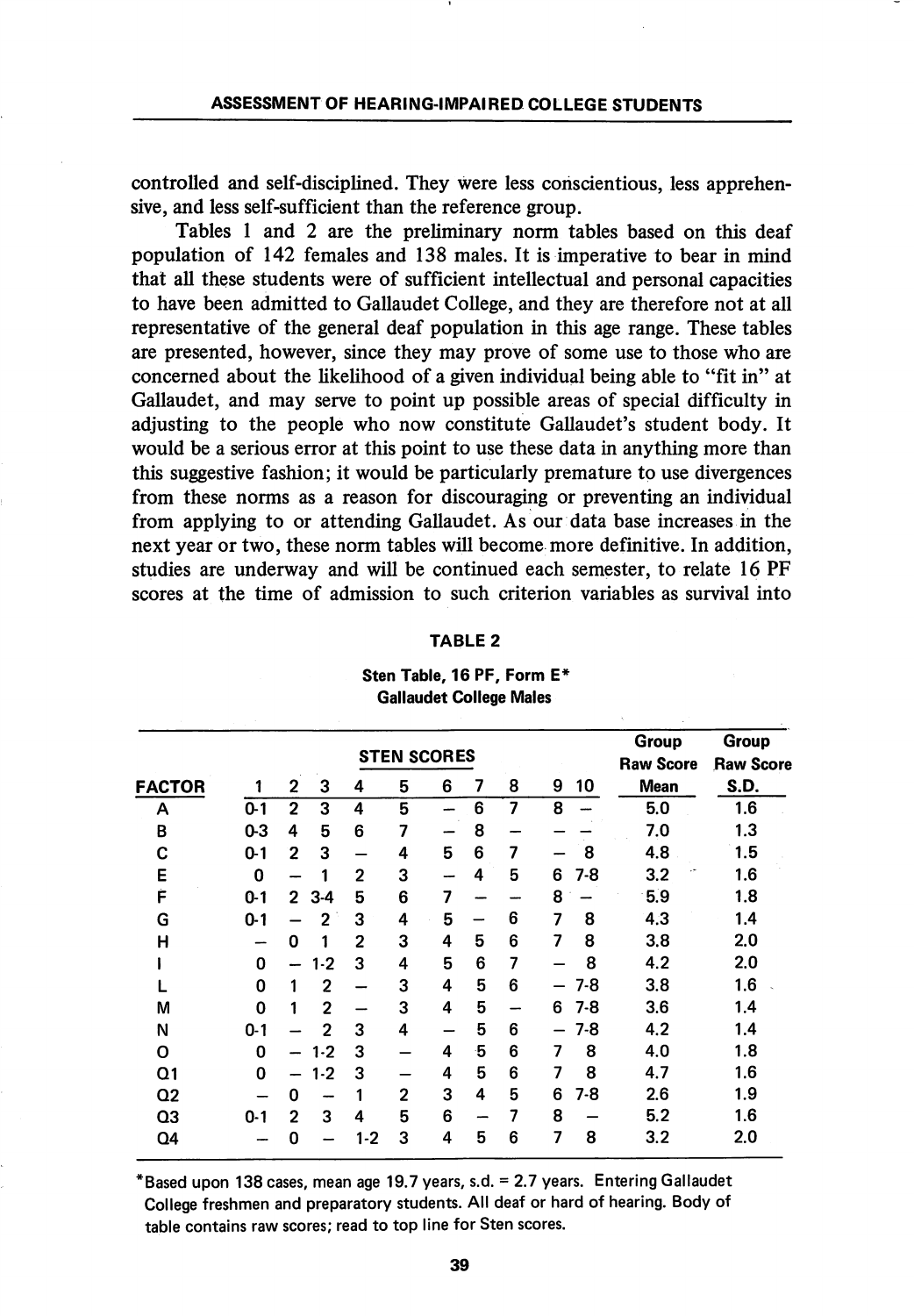controlled and self-disciplined. They were less conscientious, less apprehensive, and less self-sufficient than the reference group.

Tables 1 and 2 are the preliminary norm tables based on this deaf population of 142 females and 138 males. It is imperative to bear in mind that all these students were of sufficient intellectual and personal capacities to have been admitted to Gallaudet College, and they are therefore not at all representative of the general deaf population in this age range. These tables are presented, however, since they may prove of some use to those who are concerned about the likelihood of a given individual being able to "fit in" at Gallaudet, and may serve to point up possible areas of special difficulty in adjusting to the people who now constitute Gallaudet's student body. It would be a serious error at this point to use these data in anything more than this suggestive fashion; it would be particularly premature to use divergences from these norms as a reason for discouraging or preventing an individual from applying to or attending Gallaudet. As our data base increases in the next year or two, these norm tables will become more definitive. In addition, studies are underway and will be continued each semester, to relate 16 PF scores at the time of admission to such criterion variables as survival into

**TABLE 2**

**Sten Table, 16 PF, Form E\***
**Gallaudet College Males**

| | STEN SCORES | | | | | | | | | | Group Raw Score | Group Raw Score |
|---|---|---|---|---|---|---|---|---|---|---|---|---|
| **FACTOR** | **1** | **2** | **3** | **4** | **5** | **6** | **7** | **8** | **9** | **10** | **Mean** | **S.D.** |
| A | 0-1 | 2 | 3 | 4 | 5 | – | 6 | 7 | 8 | – | 5.0 | 1.6 |
| B | 0-3 | 4 | 5 | 6 | 7 | – | 8 | – | – | – | 7.0 | 1.3 |
| C | 0-1 | 2 | 3 | – | 4 | 5 | 6 | 7 | – | 8 | 4.8 | 1.5 |
| E | 0 | – | 1 | 2 | 3 | – | 4 | 5 | 6 | 7-8 | 3.2 | 1.6 |
| F | 0-1 | 2 | 3-4 | 5 | 6 | 7 | – | – | 8 | – | 5.9 | 1.8 |
| G | 0-1 | – | 2 | 3 | 4 | 5 | – | 6 | 7 | 8 | 4.3 | 1.4 |
| H | – | 0 | 1 | 2 | 3 | 4 | 5 | 6 | 7 | 8 | 3.8 | 2.0 |
| I | 0 | – | 1-2 | 3 | 4 | 5 | 6 | 7 | – | 8 | 4.2 | 2.0 |
| L | 0 | 1 | 2 | – | 3 | 4 | 5 | 6 | – | 7-8 | 3.8 | 1.6 |
| M | 0 | 1 | 2 | – | 3 | 4 | 5 | – | 6 | 7-8 | 3.6 | 1.4 |
| N | 0-1 | – | 2 | 3 | 4 | – | 5 | 6 | – | 7-8 | 4.2 | 1.4 |
| O | 0 | – | 1-2 | 3 | – | 4 | 5 | 6 | 7 | 8 | 4.0 | 1.8 |
| Q1 | 0 | – | 1-2 | 3 | – | 4 | 5 | 6 | 7 | 8 | 4.7 | 1.6 |
| Q2 | – | 0 | – | 1 | 2 | 3 | 4 | 5 | 6 | 7-8 | 2.6 | 1.9 |
| Q3 | 0-1 | 2 | 3 | 4 | 5 | 6 | – | 7 | 8 | – | 5.2 | 1.6 |
| Q4 | – | 0 | – | 1-2 | 3 | 4 | 5 | 6 | 7 | 8 | 3.2 | 2.0 |

\*Based upon 138 cases, mean age 19.7 years, s.d. = 2.7 years. Entering Gallaudet College freshmen and preparatory students. All deaf or hard of hearing. Body of table contains raw scores; read to top line for Sten scores.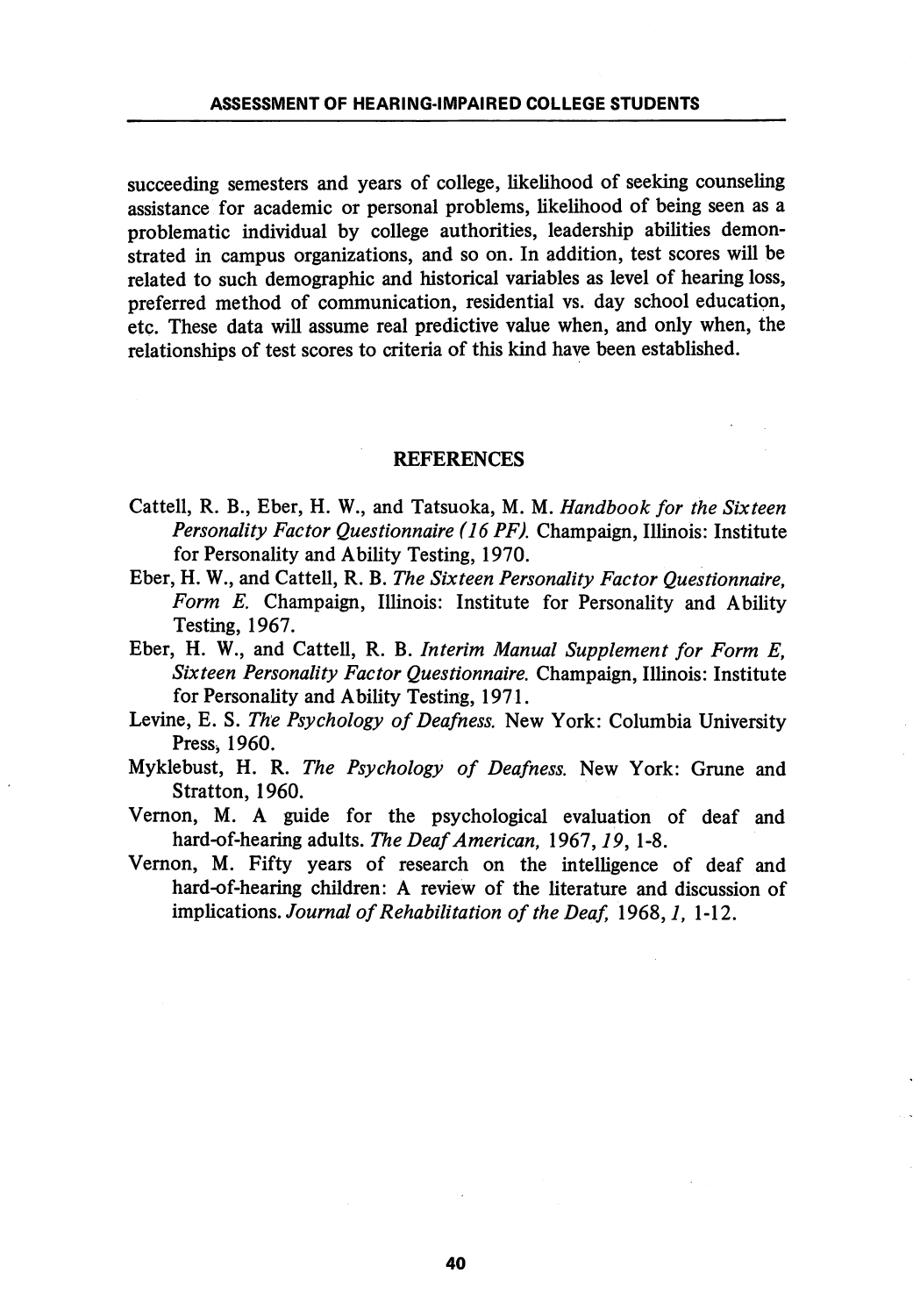succeeding semesters and years of college, likelihood of seeking counseling assistance for academic or personal problems, likelihood of being seen as a problematic individual by college authorities, leadership abilities demonstrated in campus organizations, and so on. In addition, test scores will be related to such demographic and historical variables as level of hearing loss, preferred method of communication, residential vs. day school education, etc. These data will assume real predictive value when, and only when, the relationships of test scores to criteria of this kind have been established.

## REFERENCES

Cattell, R. B., Eber, H. W., and Tatsuoka, M. M. *Handbook for the Sixteen Personality Factor Questionnaire (16 PF).* Champaign, Illinois: Institute for Personality and Ability Testing, 1970.

Eber, H. W., and Cattell, R. B. *The Sixteen Personality Factor Questionnaire, Form E.* Champaign, Illinois: Institute for Personality and Ability Testing, 1967.

Eber, H. W., and Cattell, R. B. *Interim Manual Supplement for Form E, Sixteen Personality Factor Questionnaire.* Champaign, Illinois: Institute for Personality and Ability Testing, 1971.

Levine, E. S. *The Psychology of Deafness.* New York: Columbia University Press, 1960.

Myklebust, H. R. *The Psychology of Deafness.* New York: Grune and Stratton, 1960.

Vernon, M. A guide for the psychological evaluation of deaf and hard-of-hearing adults. *The Deaf American,* 1967, *19,* 1-8.

Vernon, M. Fifty years of research on the intelligence of deaf and hard-of-hearing children: A review of the literature and discussion of implications. *Journal of Rehabilitation of the Deaf,* 1968, *1,* 1-12.